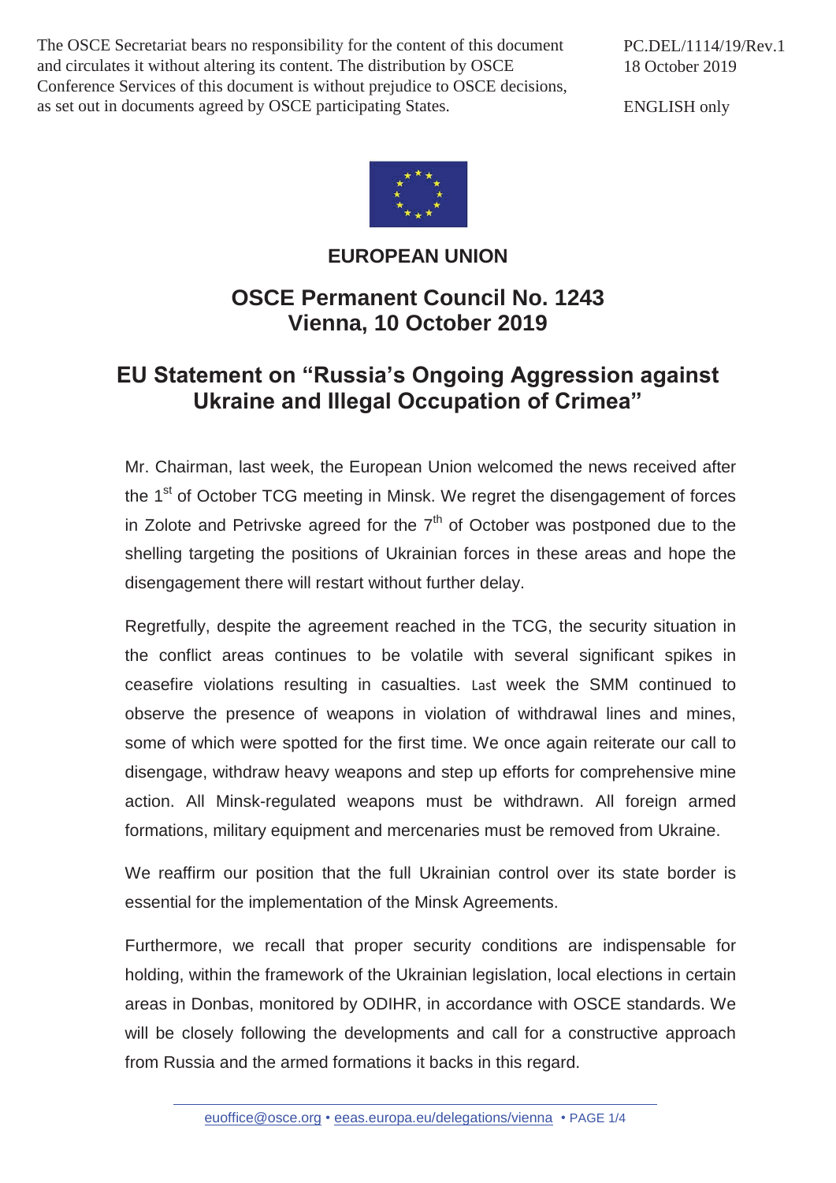The OSCE Secretariat bears no responsibility for the content of this document and circulates it without altering its content. The distribution by OSCE Conference Services of this document is without prejudice to OSCE decisions, as set out in documents agreed by OSCE participating States.

PC.DEL/1114/19/Rev.1
18 October 2019

ENGLISH only

**EUROPEAN UNION**

## OSCE Permanent Council No. 1243
## Vienna, 10 October 2019

# EU Statement on "Russia's Ongoing Aggression against Ukraine and Illegal Occupation of Crimea"

Mr. Chairman, last week, the European Union welcomed the news received after the 1st of October TCG meeting in Minsk. We regret the disengagement of forces in Zolote and Petrivske agreed for the 7th of October was postponed due to the shelling targeting the positions of Ukrainian forces in these areas and hope the disengagement there will restart without further delay.

Regretfully, despite the agreement reached in the TCG, the security situation in the conflict areas continues to be volatile with several significant spikes in ceasefire violations resulting in casualties. Last week the SMM continued to observe the presence of weapons in violation of withdrawal lines and mines, some of which were spotted for the first time. We once again reiterate our call to disengage, withdraw heavy weapons and step up efforts for comprehensive mine action. All Minsk-regulated weapons must be withdrawn. All foreign armed formations, military equipment and mercenaries must be removed from Ukraine.

We reaffirm our position that the full Ukrainian control over its state border is essential for the implementation of the Minsk Agreements.

Furthermore, we recall that proper security conditions are indispensable for holding, within the framework of the Ukrainian legislation, local elections in certain areas in Donbas, monitored by ODIHR, in accordance with OSCE standards. We will be closely following the developments and call for a constructive approach from Russia and the armed formations it backs in this regard.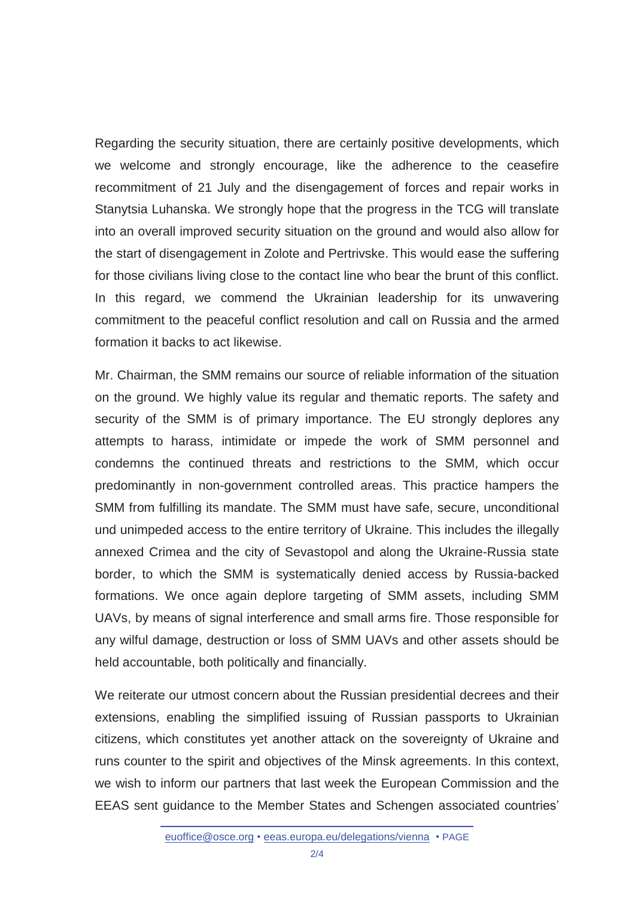Regarding the security situation, there are certainly positive developments, which we welcome and strongly encourage, like the adherence to the ceasefire recommitment of 21 July and the disengagement of forces and repair works in Stanytsia Luhanska. We strongly hope that the progress in the TCG will translate into an overall improved security situation on the ground and would also allow for the start of disengagement in Zolote and Pertrivske. This would ease the suffering for those civilians living close to the contact line who bear the brunt of this conflict. In this regard, we commend the Ukrainian leadership for its unwavering commitment to the peaceful conflict resolution and call on Russia and the armed formation it backs to act likewise.

Mr. Chairman, the SMM remains our source of reliable information of the situation on the ground. We highly value its regular and thematic reports. The safety and security of the SMM is of primary importance. The EU strongly deplores any attempts to harass, intimidate or impede the work of SMM personnel and condemns the continued threats and restrictions to the SMM, which occur predominantly in non-government controlled areas. This practice hampers the SMM from fulfilling its mandate. The SMM must have safe, secure, unconditional und unimpeded access to the entire territory of Ukraine. This includes the illegally annexed Crimea and the city of Sevastopol and along the Ukraine-Russia state border, to which the SMM is systematically denied access by Russia-backed formations. We once again deplore targeting of SMM assets, including SMM UAVs, by means of signal interference and small arms fire. Those responsible for any wilful damage, destruction or loss of SMM UAVs and other assets should be held accountable, both politically and financially.

We reiterate our utmost concern about the Russian presidential decrees and their extensions, enabling the simplified issuing of Russian passports to Ukrainian citizens, which constitutes yet another attack on the sovereignty of Ukraine and runs counter to the spirit and objectives of the Minsk agreements. In this context, we wish to inform our partners that last week the European Commission and the EEAS sent guidance to the Member States and Schengen associated countries'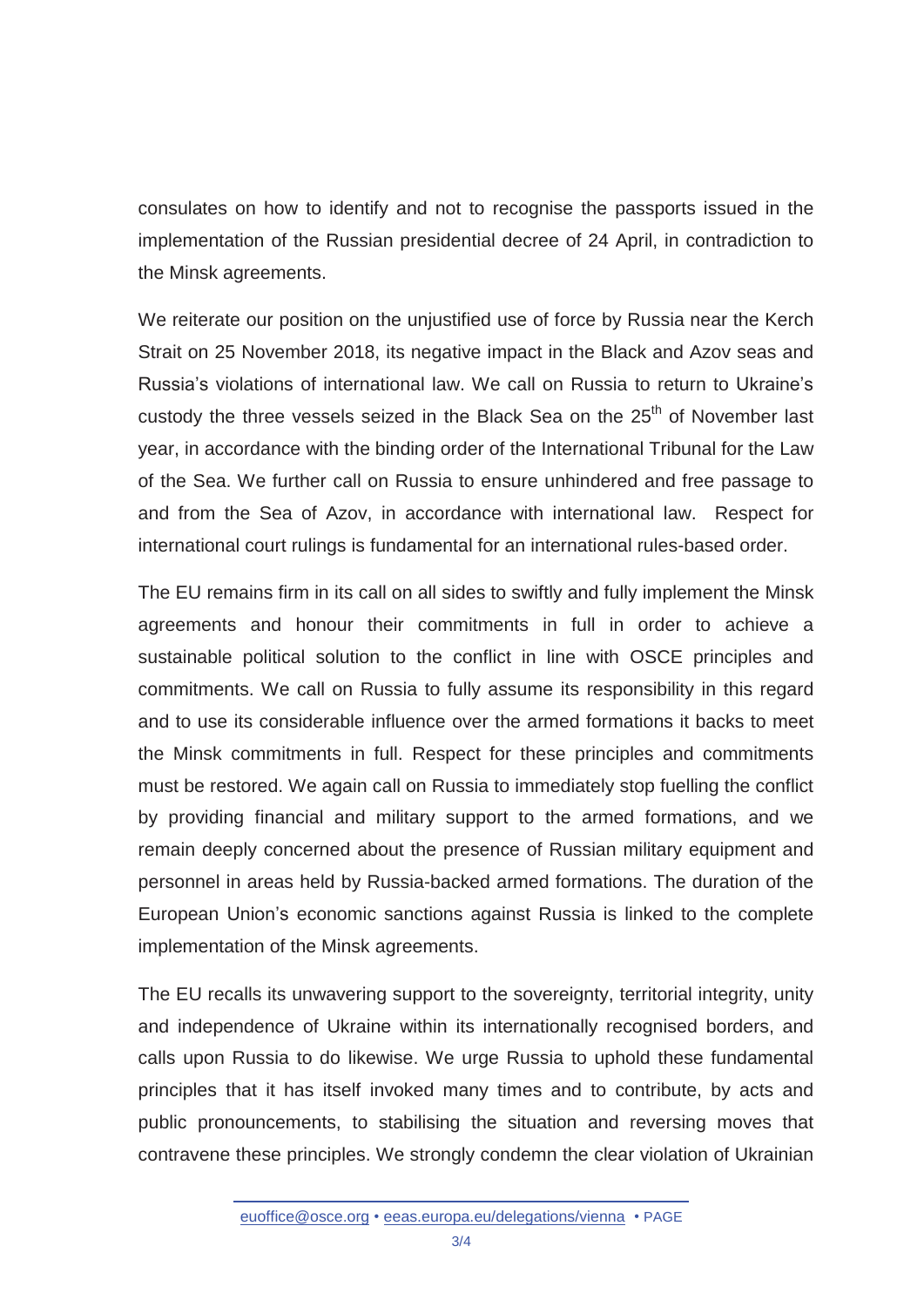consulates on how to identify and not to recognise the passports issued in the implementation of the Russian presidential decree of 24 April, in contradiction to the Minsk agreements.

We reiterate our position on the unjustified use of force by Russia near the Kerch Strait on 25 November 2018, its negative impact in the Black and Azov seas and Russia's violations of international law. We call on Russia to return to Ukraine's custody the three vessels seized in the Black Sea on the 25th of November last year, in accordance with the binding order of the International Tribunal for the Law of the Sea. We further call on Russia to ensure unhindered and free passage to and from the Sea of Azov, in accordance with international law. Respect for international court rulings is fundamental for an international rules-based order.

The EU remains firm in its call on all sides to swiftly and fully implement the Minsk agreements and honour their commitments in full in order to achieve a sustainable political solution to the conflict in line with OSCE principles and commitments. We call on Russia to fully assume its responsibility in this regard and to use its considerable influence over the armed formations it backs to meet the Minsk commitments in full. Respect for these principles and commitments must be restored. We again call on Russia to immediately stop fuelling the conflict by providing financial and military support to the armed formations, and we remain deeply concerned about the presence of Russian military equipment and personnel in areas held by Russia-backed armed formations. The duration of the European Union's economic sanctions against Russia is linked to the complete implementation of the Minsk agreements.

The EU recalls its unwavering support to the sovereignty, territorial integrity, unity and independence of Ukraine within its internationally recognised borders, and calls upon Russia to do likewise. We urge Russia to uphold these fundamental principles that it has itself invoked many times and to contribute, by acts and public pronouncements, to stabilising the situation and reversing moves that contravene these principles. We strongly condemn the clear violation of Ukrainian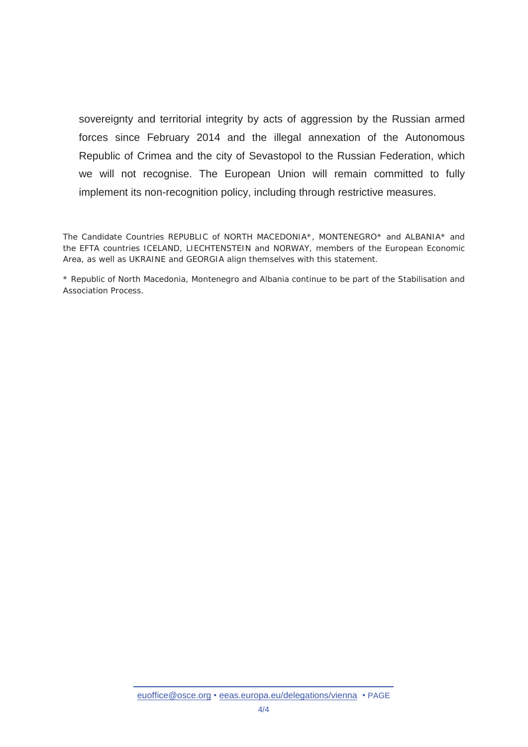sovereignty and territorial integrity by acts of aggression by the Russian armed forces since February 2014 and the illegal annexation of the Autonomous Republic of Crimea and the city of Sevastopol to the Russian Federation, which we will not recognise. The European Union will remain committed to fully implement its non-recognition policy, including through restrictive measures.

The Candidate Countries REPUBLIC of NORTH MACEDONIA*, MONTENEGRO* and ALBANIA* and the EFTA countries ICELAND, LIECHTENSTEIN and NORWAY, members of the European Economic Area, as well as UKRAINE and GEORGIA align themselves with this statement.

* Republic of North Macedonia, Montenegro and Albania continue to be part of the Stabilisation and Association Process.